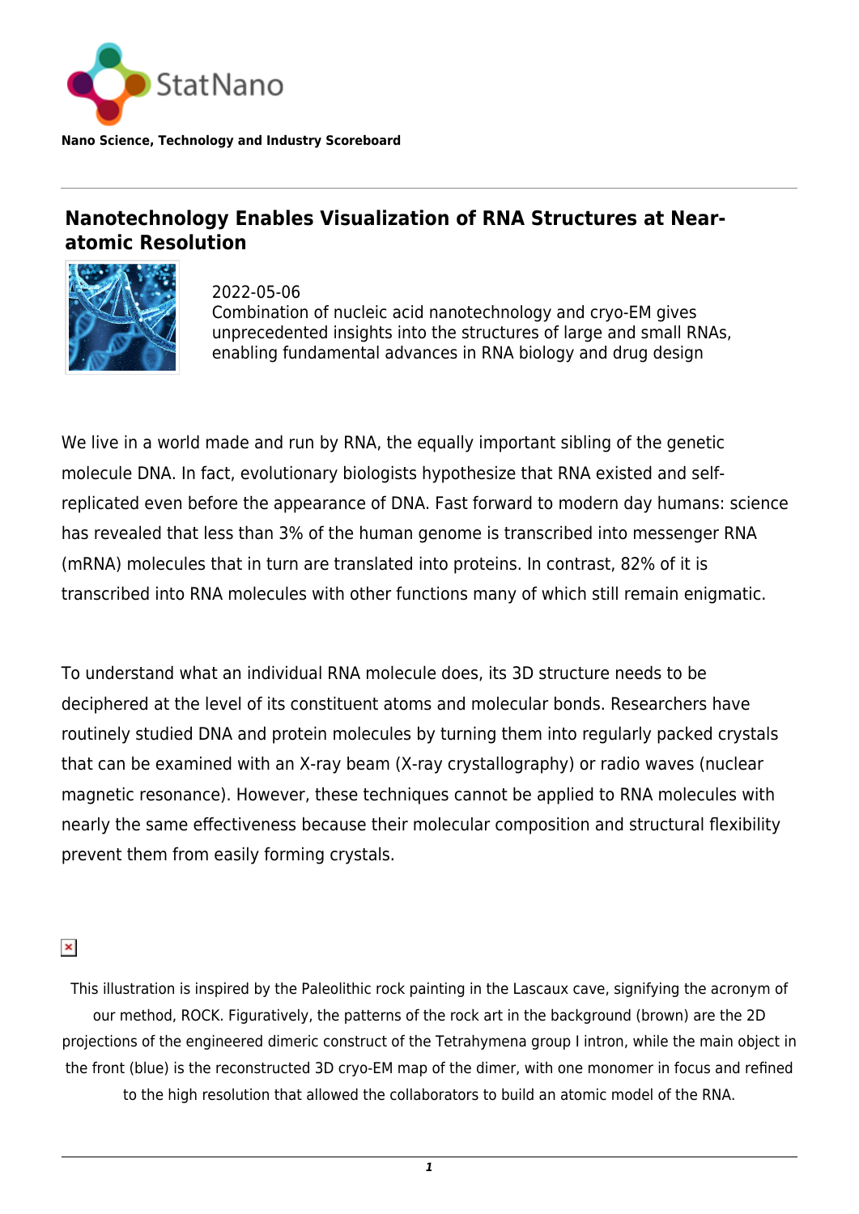StatNano

**Nano Science, Technology and Industry Scoreboard**

# Nanotechnology Enables Visualization of RNA Structures at Near-atomic Resolution

2022-05-06
Combination of nucleic acid nanotechnology and cryo-EM gives unprecedented insights into the structures of large and small RNAs, enabling fundamental advances in RNA biology and drug design

We live in a world made and run by RNA, the equally important sibling of the genetic molecule DNA. In fact, evolutionary biologists hypothesize that RNA existed and self-replicated even before the appearance of DNA. Fast forward to modern day humans: science has revealed that less than 3% of the human genome is transcribed into messenger RNA (mRNA) molecules that in turn are translated into proteins. In contrast, 82% of it is transcribed into RNA molecules with other functions many of which still remain enigmatic.

To understand what an individual RNA molecule does, its 3D structure needs to be deciphered at the level of its constituent atoms and molecular bonds. Researchers have routinely studied DNA and protein molecules by turning them into regularly packed crystals that can be examined with an X-ray beam (X-ray crystallography) or radio waves (nuclear magnetic resonance). However, these techniques cannot be applied to RNA molecules with nearly the same effectiveness because their molecular composition and structural flexibility prevent them from easily forming crystals.

This illustration is inspired by the Paleolithic rock painting in the Lascaux cave, signifying the acronym of our method, ROCK. Figuratively, the patterns of the rock art in the background (brown) are the 2D projections of the engineered dimeric construct of the Tetrahymena group I intron, while the main object in the front (blue) is the reconstructed 3D cryo-EM map of the dimer, with one monomer in focus and refined to the high resolution that allowed the collaborators to build an atomic model of the RNA.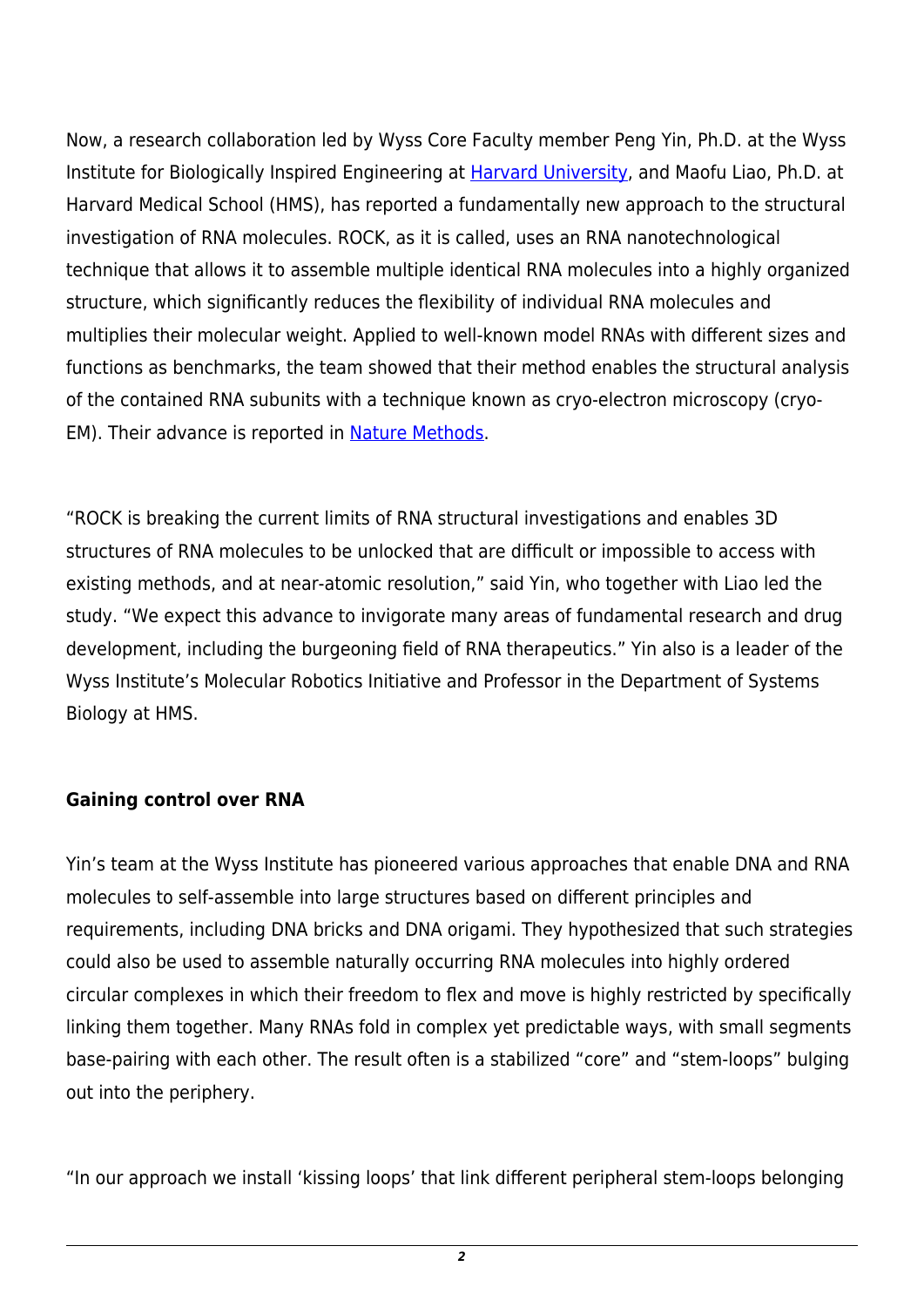Now, a research collaboration led by Wyss Core Faculty member Peng Yin, Ph.D. at the Wyss Institute for Biologically Inspired Engineering at [Harvard University](), and Maofu Liao, Ph.D. at Harvard Medical School (HMS), has reported a fundamentally new approach to the structural investigation of RNA molecules. ROCK, as it is called, uses an RNA nanotechnological technique that allows it to assemble multiple identical RNA molecules into a highly organized structure, which significantly reduces the flexibility of individual RNA molecules and multiplies their molecular weight. Applied to well-known model RNAs with different sizes and functions as benchmarks, the team showed that their method enables the structural analysis of the contained RNA subunits with a technique known as cryo-electron microscopy (cryo-EM). Their advance is reported in [Nature Methods]().

"ROCK is breaking the current limits of RNA structural investigations and enables 3D structures of RNA molecules to be unlocked that are difficult or impossible to access with existing methods, and at near-atomic resolution," said Yin, who together with Liao led the study. "We expect this advance to invigorate many areas of fundamental research and drug development, including the burgeoning field of RNA therapeutics." Yin also is a leader of the Wyss Institute's Molecular Robotics Initiative and Professor in the Department of Systems Biology at HMS.

**Gaining control over RNA**

Yin's team at the Wyss Institute has pioneered various approaches that enable DNA and RNA molecules to self-assemble into large structures based on different principles and requirements, including DNA bricks and DNA origami. They hypothesized that such strategies could also be used to assemble naturally occurring RNA molecules into highly ordered circular complexes in which their freedom to flex and move is highly restricted by specifically linking them together. Many RNAs fold in complex yet predictable ways, with small segments base-pairing with each other. The result often is a stabilized "core" and "stem-loops" bulging out into the periphery.

"In our approach we install 'kissing loops' that link different peripheral stem-loops belonging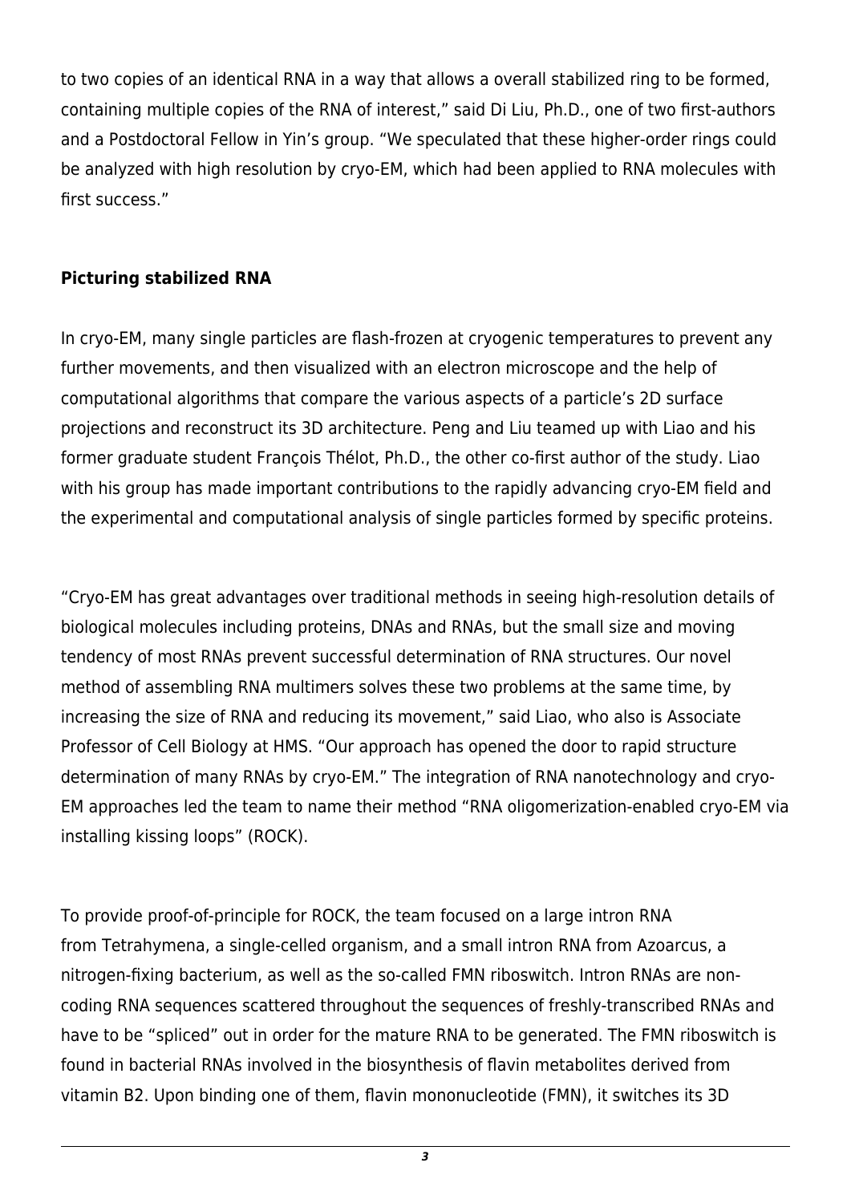to two copies of an identical RNA in a way that allows a overall stabilized ring to be formed, containing multiple copies of the RNA of interest," said Di Liu, Ph.D., one of two first-authors and a Postdoctoral Fellow in Yin's group. "We speculated that these higher-order rings could be analyzed with high resolution by cryo-EM, which had been applied to RNA molecules with first success."

**Picturing stabilized RNA**

In cryo-EM, many single particles are flash-frozen at cryogenic temperatures to prevent any further movements, and then visualized with an electron microscope and the help of computational algorithms that compare the various aspects of a particle's 2D surface projections and reconstruct its 3D architecture. Peng and Liu teamed up with Liao and his former graduate student François Thélot, Ph.D., the other co-first author of the study. Liao with his group has made important contributions to the rapidly advancing cryo-EM field and the experimental and computational analysis of single particles formed by specific proteins.

"Cryo-EM has great advantages over traditional methods in seeing high-resolution details of biological molecules including proteins, DNAs and RNAs, but the small size and moving tendency of most RNAs prevent successful determination of RNA structures. Our novel method of assembling RNA multimers solves these two problems at the same time, by increasing the size of RNA and reducing its movement," said Liao, who also is Associate Professor of Cell Biology at HMS. "Our approach has opened the door to rapid structure determination of many RNAs by cryo-EM." The integration of RNA nanotechnology and cryo-EM approaches led the team to name their method "RNA oligomerization-enabled cryo-EM via installing kissing loops" (ROCK).

To provide proof-of-principle for ROCK, the team focused on a large intron RNA from Tetrahymena, a single-celled organism, and a small intron RNA from Azoarcus, a nitrogen-fixing bacterium, as well as the so-called FMN riboswitch. Intron RNAs are non-coding RNA sequences scattered throughout the sequences of freshly-transcribed RNAs and have to be "spliced" out in order for the mature RNA to be generated. The FMN riboswitch is found in bacterial RNAs involved in the biosynthesis of flavin metabolites derived from vitamin B2. Upon binding one of them, flavin mononucleotide (FMN), it switches its 3D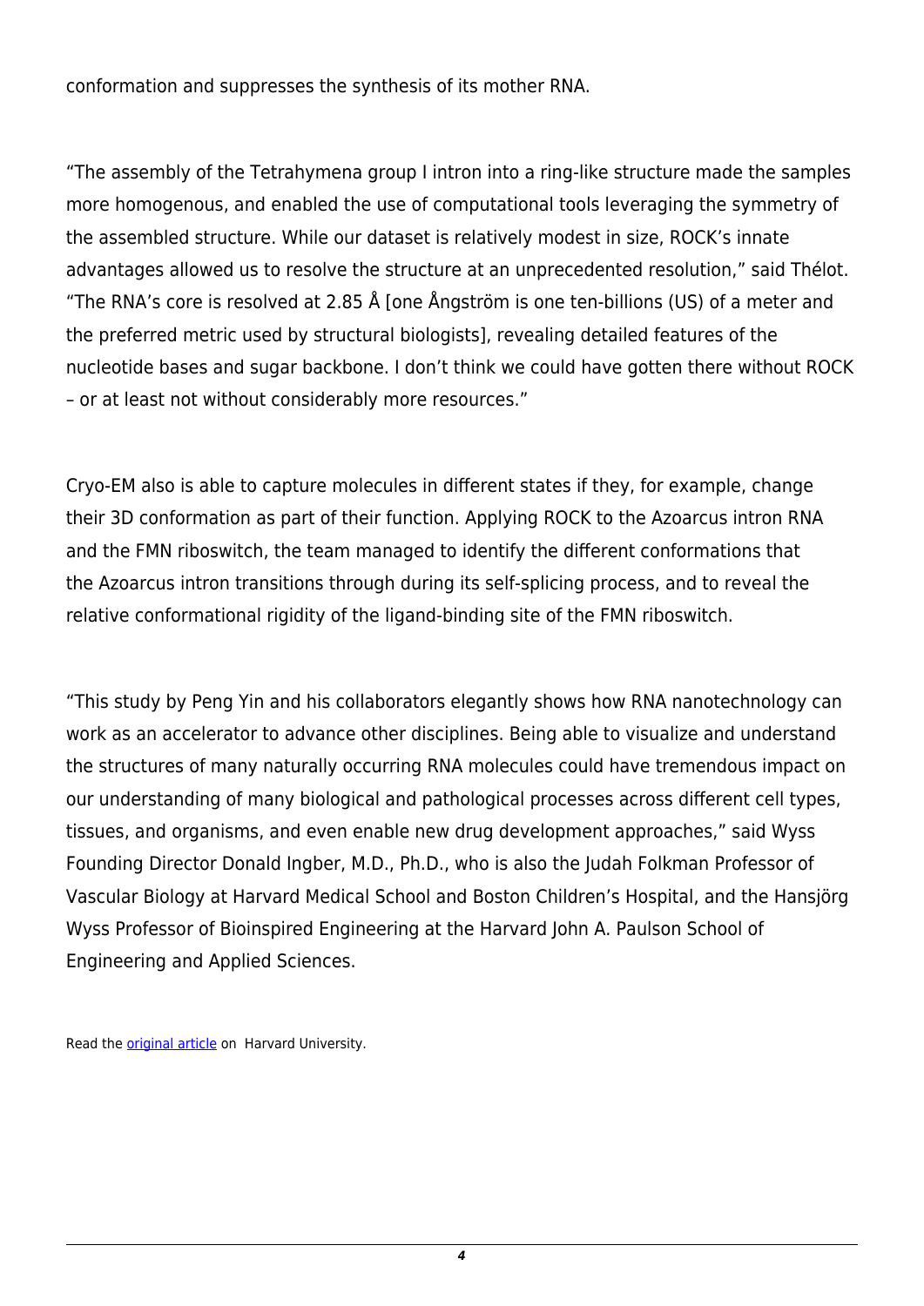conformation and suppresses the synthesis of its mother RNA.

"The assembly of the Tetrahymena group I intron into a ring-like structure made the samples more homogenous, and enabled the use of computational tools leveraging the symmetry of the assembled structure. While our dataset is relatively modest in size, ROCK's innate advantages allowed us to resolve the structure at an unprecedented resolution," said Thélot. "The RNA's core is resolved at 2.85 Å [one Ångström is one ten-billions (US) of a meter and the preferred metric used by structural biologists], revealing detailed features of the nucleotide bases and sugar backbone. I don't think we could have gotten there without ROCK – or at least not without considerably more resources."

Cryo-EM also is able to capture molecules in different states if they, for example, change their 3D conformation as part of their function. Applying ROCK to the Azoarcus intron RNA and the FMN riboswitch, the team managed to identify the different conformations that the Azoarcus intron transitions through during its self-splicing process, and to reveal the relative conformational rigidity of the ligand-binding site of the FMN riboswitch.

"This study by Peng Yin and his collaborators elegantly shows how RNA nanotechnology can work as an accelerator to advance other disciplines. Being able to visualize and understand the structures of many naturally occurring RNA molecules could have tremendous impact on our understanding of many biological and pathological processes across different cell types, tissues, and organisms, and even enable new drug development approaches," said Wyss Founding Director Donald Ingber, M.D., Ph.D., who is also the Judah Folkman Professor of Vascular Biology at Harvard Medical School and Boston Children's Hospital, and the Hansjörg Wyss Professor of Bioinspired Engineering at the Harvard John A. Paulson School of Engineering and Applied Sciences.

Read the original article on Harvard University.